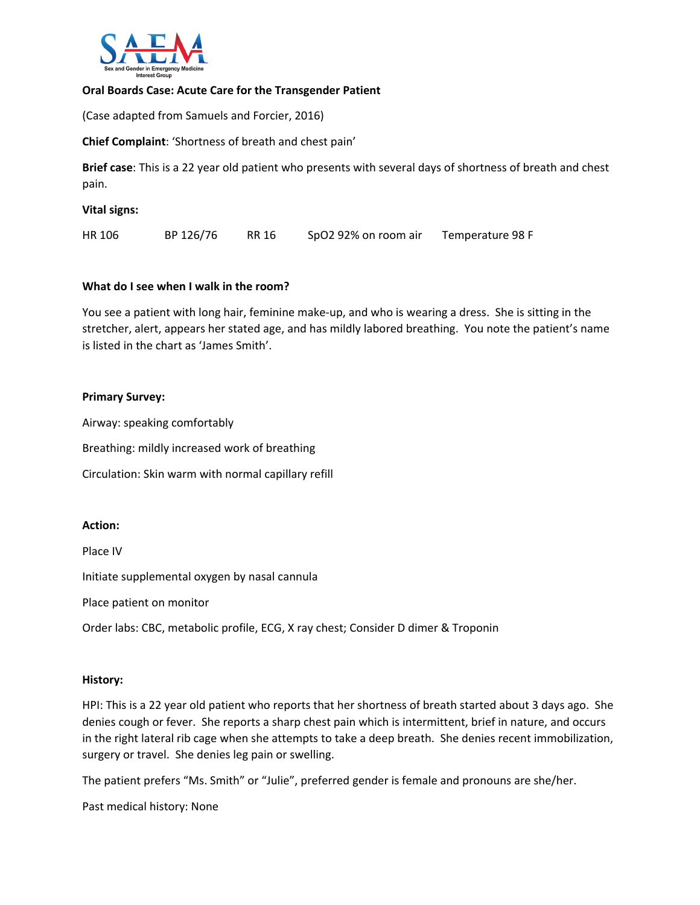SAEM
Sex and Gender in Emergency Medicine Interest Group

**Oral Boards Case: Acute Care for the Transgender Patient**

(Case adapted from Samuels and Forcier, 2016)

**Chief Complaint**: 'Shortness of breath and chest pain'

**Brief case**: This is a 22 year old patient who presents with several days of shortness of breath and chest pain.

**Vital signs:**

HR 106 BP 126/76 RR 16 SpO2 92% on room air Temperature 98 F

**What do I see when I walk in the room?**

You see a patient with long hair, feminine make-up, and who is wearing a dress. She is sitting in the stretcher, alert, appears her stated age, and has mildly labored breathing. You note the patient's name is listed in the chart as 'James Smith'.

**Primary Survey:**

Airway: speaking comfortably

Breathing: mildly increased work of breathing

Circulation: Skin warm with normal capillary refill

**Action:**

Place IV

Initiate supplemental oxygen by nasal cannula

Place patient on monitor

Order labs: CBC, metabolic profile, ECG, X ray chest; Consider D dimer & Troponin

**History:**

HPI: This is a 22 year old patient who reports that her shortness of breath started about 3 days ago. She denies cough or fever. She reports a sharp chest pain which is intermittent, brief in nature, and occurs in the right lateral rib cage when she attempts to take a deep breath. She denies recent immobilization, surgery or travel. She denies leg pain or swelling.

The patient prefers "Ms. Smith" or "Julie", preferred gender is female and pronouns are she/her.

Past medical history: None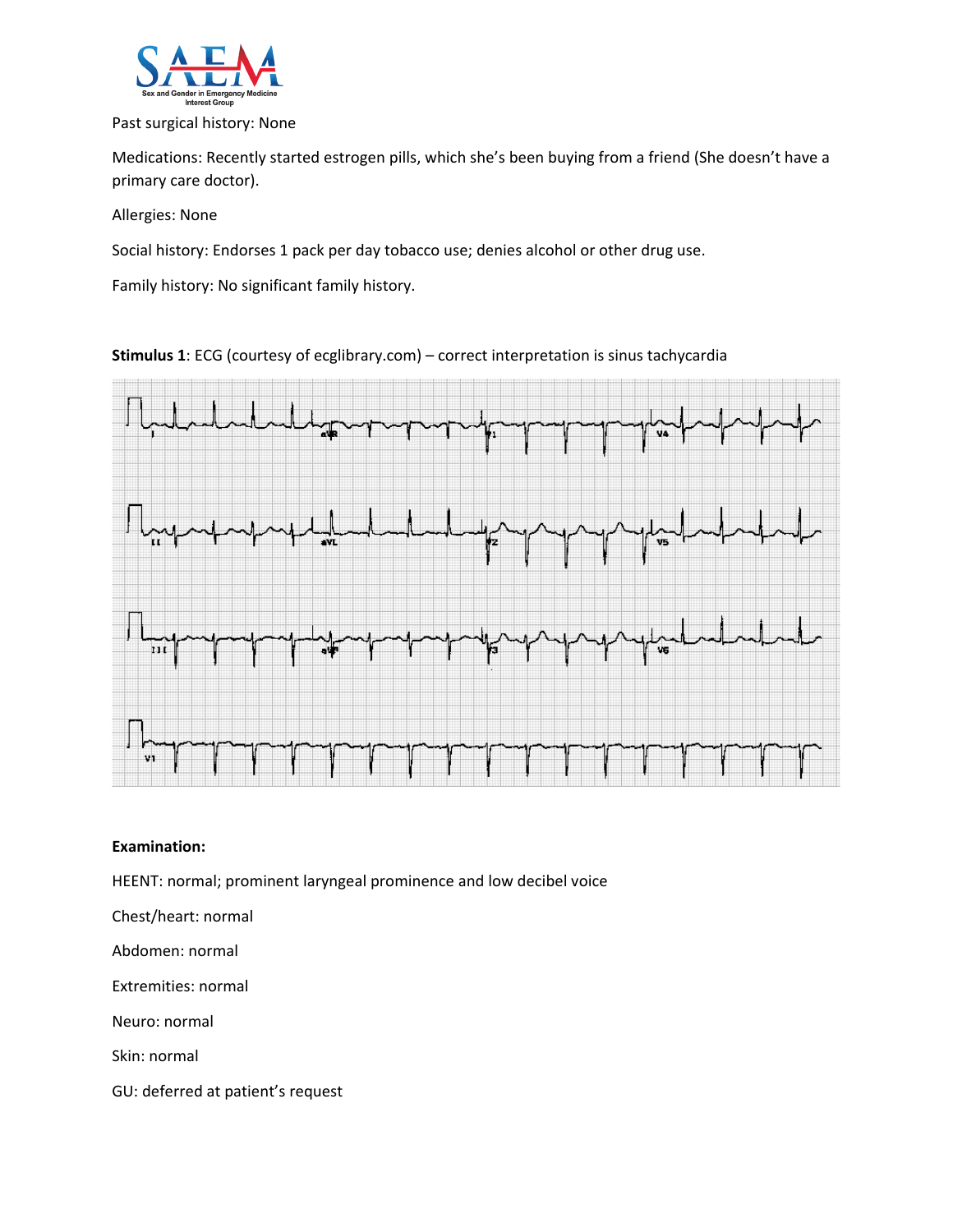Past surgical history: None

Medications: Recently started estrogen pills, which she's been buying from a friend (She doesn't have a primary care doctor).

Allergies: None

Social history: Endorses 1 pack per day tobacco use; denies alcohol or other drug use.

Family history: No significant family history.

**Stimulus 1**: ECG (courtesy of ecglibrary.com) – correct interpretation is sinus tachycardia

**Examination:**

HEENT: normal; prominent laryngeal prominence and low decibel voice

Chest/heart: normal

Abdomen: normal

Extremities: normal

Neuro: normal

Skin: normal

GU: deferred at patient's request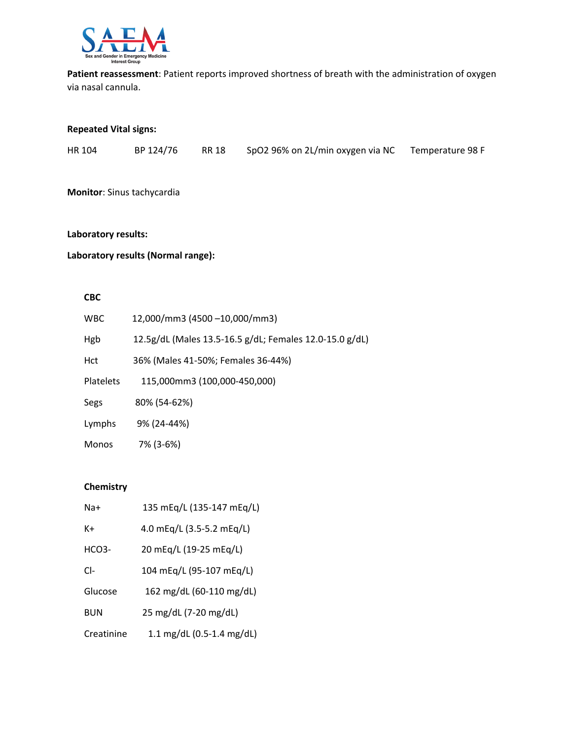**Patient reassessment**: Patient reports improved shortness of breath with the administration of oxygen via nasal cannula.

**Repeated Vital signs:**

HR 104 BP 124/76 RR 18 SpO2 96% on 2L/min oxygen via NC Temperature 98 F

**Monitor**: Sinus tachycardia

**Laboratory results:**

**Laboratory results (Normal range):**

**CBC**

| | |
|---|---|
| WBC | 12,000/mm3 (4500 –10,000/mm3) |
| Hgb | 12.5g/dL (Males 13.5-16.5 g/dL; Females 12.0-15.0 g/dL) |
| Hct | 36% (Males 41-50%; Females 36-44%) |
| Platelets | 115,000mm3 (100,000-450,000) |
| Segs | 80% (54-62%) |
| Lymphs | 9% (24-44%) |
| Monos | 7% (3-6%) |

**Chemistry**

| | |
|---|---|
| Na+ | 135 mEq/L (135-147 mEq/L) |
| K+ | 4.0 mEq/L (3.5-5.2 mEq/L) |
| HCO3- | 20 mEq/L (19-25 mEq/L) |
| Cl- | 104 mEq/L (95-107 mEq/L) |
| Glucose | 162 mg/dL (60-110 mg/dL) |
| BUN | 25 mg/dL (7-20 mg/dL) |
| Creatinine | 1.1 mg/dL (0.5-1.4 mg/dL) |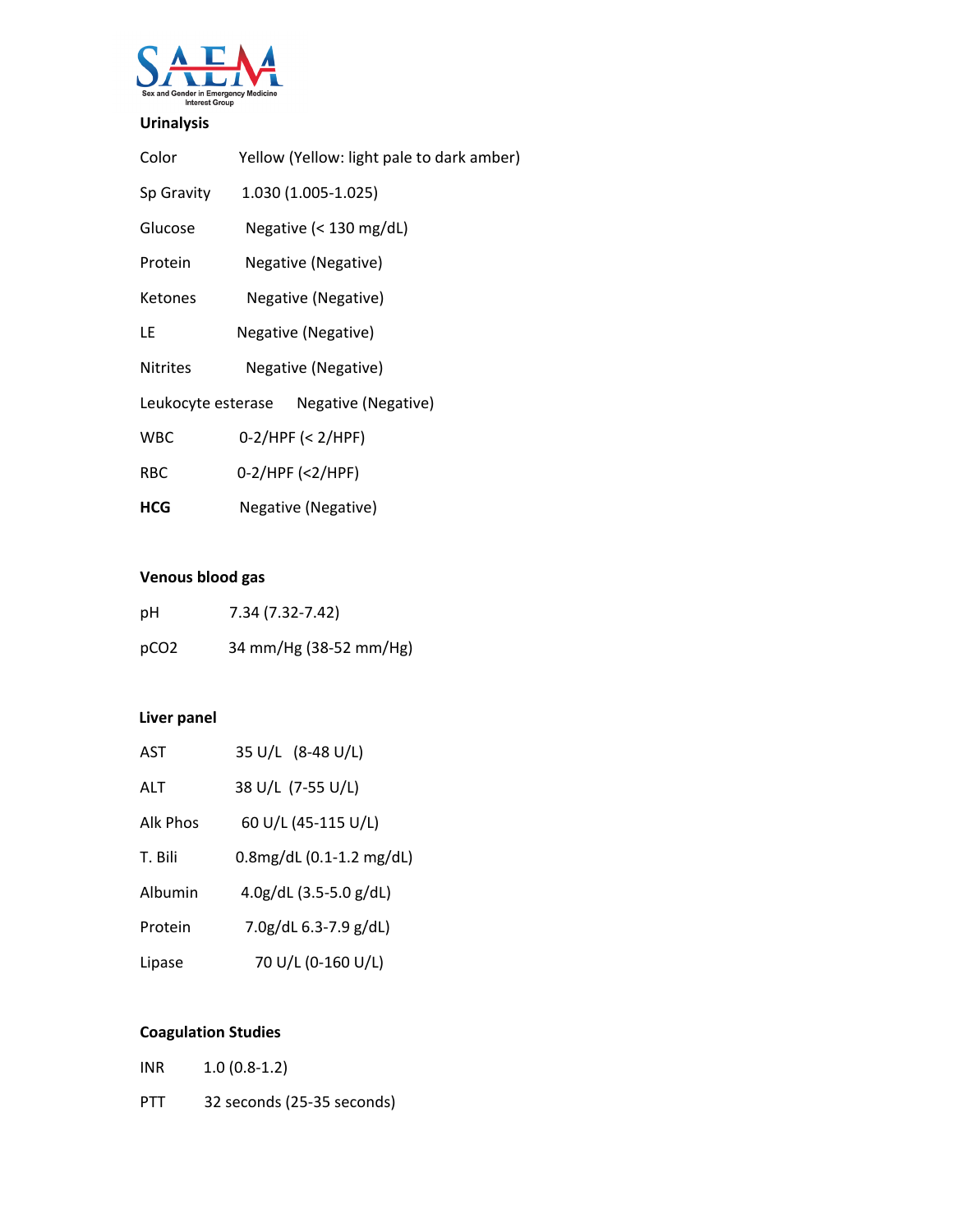## Urinalysis

| | |
|---|---|
| Color | Yellow (Yellow: light pale to dark amber) |
| Sp Gravity | 1.030 (1.005-1.025) |
| Glucose | Negative (< 130 mg/dL) |
| Protein | Negative (Negative) |
| Ketones | Negative (Negative) |
| LE | Negative (Negative) |
| Nitrites | Negative (Negative) |
| Leukocyte esterase | Negative (Negative) |
| WBC | 0-2/HPF (< 2/HPF) |
| RBC | 0-2/HPF (<2/HPF) |
| **HCG** | Negative (Negative) |

## Venous blood gas

| | |
|---|---|
| pH | 7.34 (7.32-7.42) |
| pCO2 | 34 mm/Hg (38-52 mm/Hg) |

## Liver panel

| | |
|---|---|
| AST | 35 U/L (8-48 U/L) |
| ALT | 38 U/L (7-55 U/L) |
| Alk Phos | 60 U/L (45-115 U/L) |
| T. Bili | 0.8mg/dL (0.1-1.2 mg/dL) |
| Albumin | 4.0g/dL (3.5-5.0 g/dL) |
| Protein | 7.0g/dL 6.3-7.9 g/dL) |
| Lipase | 70 U/L (0-160 U/L) |

## Coagulation Studies

| | |
|---|---|
| INR | 1.0 (0.8-1.2) |
| PTT | 32 seconds (25-35 seconds) |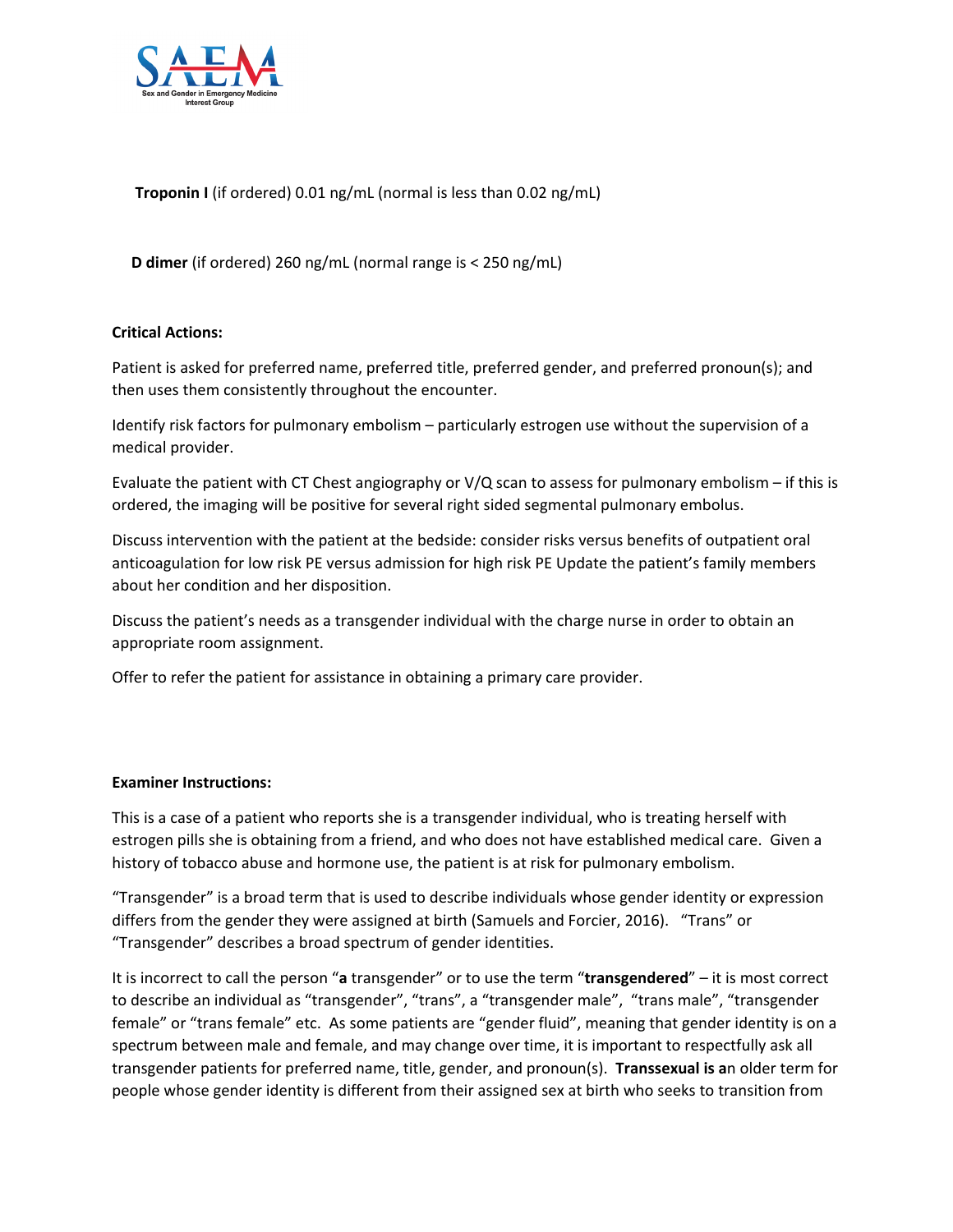**Troponin I** (if ordered) 0.01 ng/mL (normal is less than 0.02 ng/mL)

**D dimer** (if ordered) 260 ng/mL (normal range is < 250 ng/mL)

**Critical Actions:**

Patient is asked for preferred name, preferred title, preferred gender, and preferred pronoun(s); and then uses them consistently throughout the encounter.

Identify risk factors for pulmonary embolism – particularly estrogen use without the supervision of a medical provider.

Evaluate the patient with CT Chest angiography or V/Q scan to assess for pulmonary embolism – if this is ordered, the imaging will be positive for several right sided segmental pulmonary embolus.

Discuss intervention with the patient at the bedside: consider risks versus benefits of outpatient oral anticoagulation for low risk PE versus admission for high risk PE Update the patient's family members about her condition and her disposition.

Discuss the patient's needs as a transgender individual with the charge nurse in order to obtain an appropriate room assignment.

Offer to refer the patient for assistance in obtaining a primary care provider.

**Examiner Instructions:**

This is a case of a patient who reports she is a transgender individual, who is treating herself with estrogen pills she is obtaining from a friend, and who does not have established medical care. Given a history of tobacco abuse and hormone use, the patient is at risk for pulmonary embolism.

"Transgender" is a broad term that is used to describe individuals whose gender identity or expression differs from the gender they were assigned at birth (Samuels and Forcier, 2016). "Trans" or "Transgender" describes a broad spectrum of gender identities.

It is incorrect to call the person "**a** transgender" or to use the term "**transgendered**" – it is most correct to describe an individual as "transgender", "trans", a "transgender male", "trans male", "transgender female" or "trans female" etc. As some patients are "gender fluid", meaning that gender identity is on a spectrum between male and female, and may change over time, it is important to respectfully ask all transgender patients for preferred name, title, gender, and pronoun(s). **Transsexual is a**n older term for people whose gender identity is different from their assigned sex at birth who seeks to transition from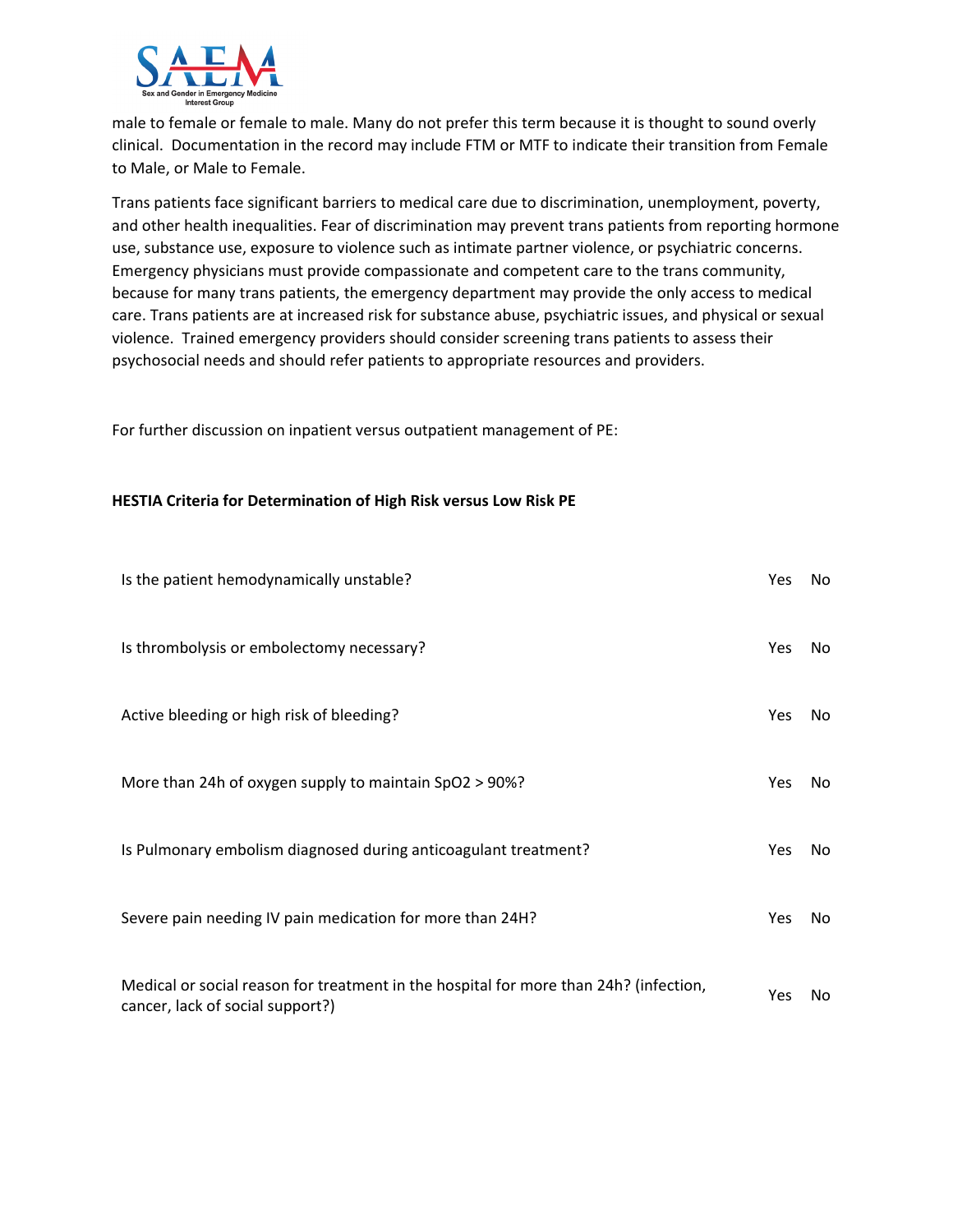male to female or female to male. Many do not prefer this term because it is thought to sound overly clinical. Documentation in the record may include FTM or MTF to indicate their transition from Female to Male, or Male to Female.

Trans patients face significant barriers to medical care due to discrimination, unemployment, poverty, and other health inequalities. Fear of discrimination may prevent trans patients from reporting hormone use, substance use, exposure to violence such as intimate partner violence, or psychiatric concerns. Emergency physicians must provide compassionate and competent care to the trans community, because for many trans patients, the emergency department may provide the only access to medical care. Trans patients are at increased risk for substance abuse, psychiatric issues, and physical or sexual violence. Trained emergency providers should consider screening trans patients to assess their psychosocial needs and should refer patients to appropriate resources and providers.

For further discussion on inpatient versus outpatient management of PE:

**HESTIA Criteria for Determination of High Risk versus Low Risk PE**

| | | |
|---|---|---|
| Is the patient hemodynamically unstable? | Yes | No |
| Is thrombolysis or embolectomy necessary? | Yes | No |
| Active bleeding or high risk of bleeding? | Yes | No |
| More than 24h of oxygen supply to maintain SpO2 > 90%? | Yes | No |
| Is Pulmonary embolism diagnosed during anticoagulant treatment? | Yes | No |
| Severe pain needing IV pain medication for more than 24H? | Yes | No |
| Medical or social reason for treatment in the hospital for more than 24h? (infection, cancer, lack of social support?) | Yes | No |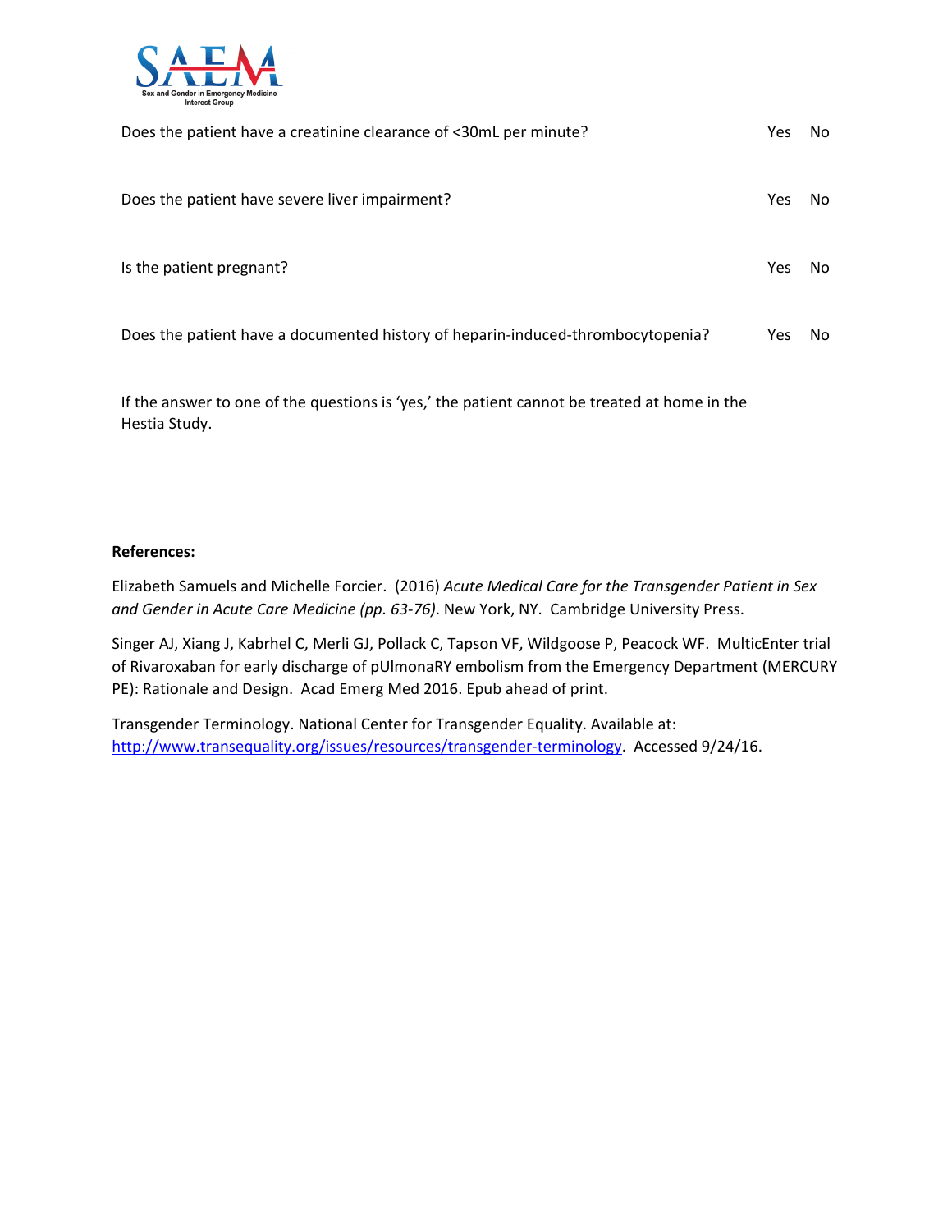| | | |
|---|---|---|
| Does the patient have a creatinine clearance of <30mL per minute? | Yes | No |
| Does the patient have severe liver impairment? | Yes | No |
| Is the patient pregnant? | Yes | No |
| Does the patient have a documented history of heparin-induced-thrombocytopenia? | Yes | No |

If the answer to one of the questions is 'yes,' the patient cannot be treated at home in the Hestia Study.

**References:**

Elizabeth Samuels and Michelle Forcier. (2016) *Acute Medical Care for the Transgender Patient in Sex and Gender in Acute Care Medicine (pp. 63-76)*. New York, NY. Cambridge University Press.

Singer AJ, Xiang J, Kabrhel C, Merli GJ, Pollack C, Tapson VF, Wildgoose P, Peacock WF. MulticEnter trial of Rivaroxaban for early discharge of pUlmonaRY embolism from the Emergency Department (MERCURY PE): Rationale and Design. Acad Emerg Med 2016. Epub ahead of print.

Transgender Terminology. National Center for Transgender Equality. Available at: http://www.transequality.org/issues/resources/transgender-terminology. Accessed 9/24/16.